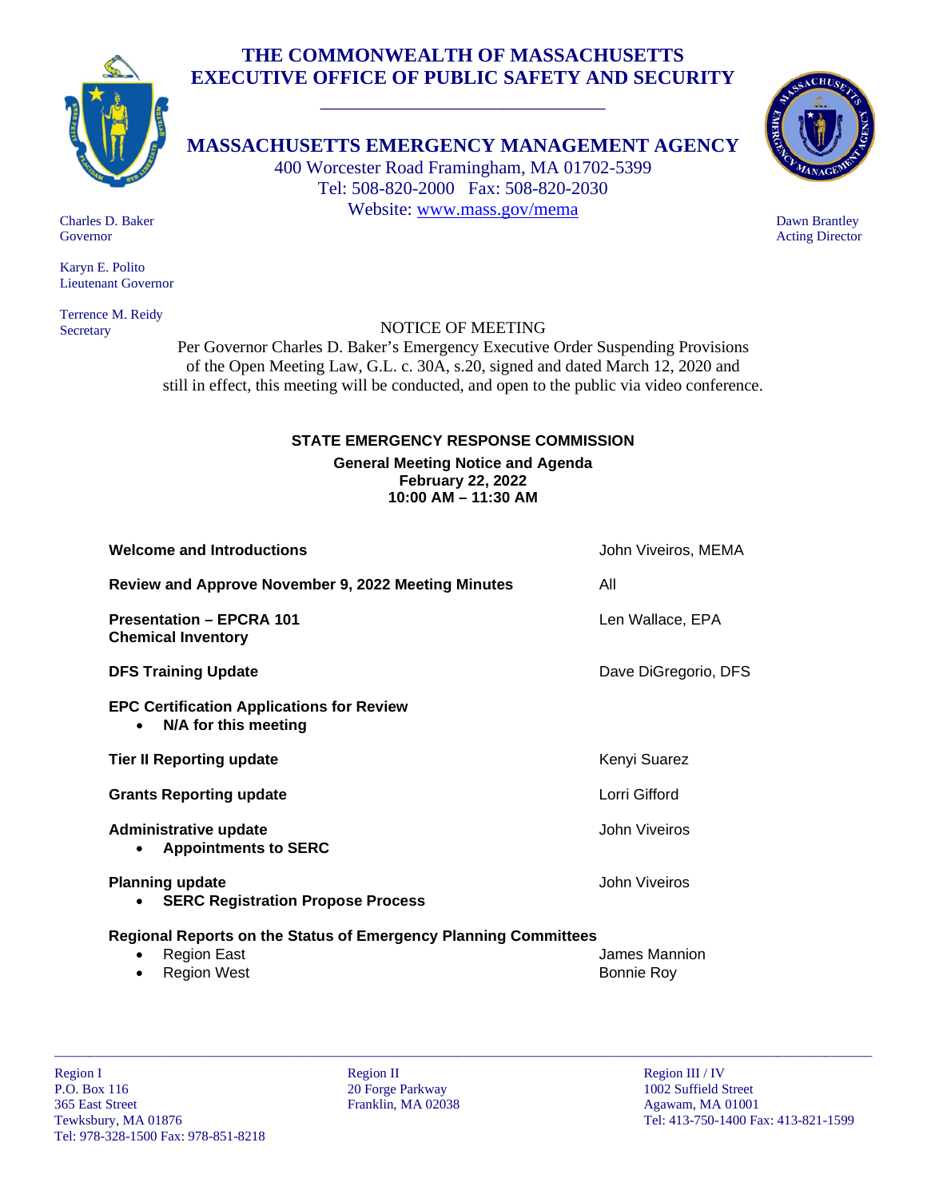# THE COMMONWEALTH OF MASSACHUSETTS
# EXECUTIVE OFFICE OF PUBLIC SAFETY AND SECURITY

## MASSACHUSETTS EMERGENCY MANAGEMENT AGENCY

400 Worcester Road Framingham, MA 01702-5399
Tel: 508-820-2000 Fax: 508-820-2030
Website: www.mass.gov/mema

Charles D. Baker
Governor

Karyn E. Polito
Lieutenant Governor

Terrence M. Reidy
Secretary

Dawn Brantley
Acting Director

NOTICE OF MEETING

Per Governor Charles D. Baker's Emergency Executive Order Suspending Provisions of the Open Meeting Law, G.L. c. 30A, s.20, signed and dated March 12, 2020 and still in effect, this meeting will be conducted, and open to the public via video conference.

### STATE EMERGENCY RESPONSE COMMISSION

**General Meeting Notice and Agenda**
**February 22, 2022**
**10:00 AM – 11:30 AM**

| Agenda Item | Presenter |
|---|---|
| **Welcome and Introductions** | John Viveiros, MEMA |
| **Review and Approve November 9, 2022 Meeting Minutes** | All |
| **Presentation – EPCRA 101**<br>**Chemical Inventory** | Len Wallace, EPA |
| **DFS Training Update** | Dave DiGregorio, DFS |
| **EPC Certification Applications for Review**<br>• **N/A for this meeting** | |
| **Tier II Reporting update** | Kenyi Suarez |
| **Grants Reporting update** | Lorri Gifford |
| **Administrative update**<br>• **Appointments to SERC** | John Viveiros |
| **Planning update**<br>• **SERC Registration Propose Process** | John Viveiros |
| **Regional Reports on the Status of Emergency Planning Committees** | |
| • Region East | James Mannion |
| • Region West | Bonnie Roy |

Region I
P.O. Box 116
365 East Street
Tewksbury, MA 01876
Tel: 978-328-1500 Fax: 978-851-8218

Region II
20 Forge Parkway
Franklin, MA 02038

Region III / IV
1002 Suffield Street
Agawam, MA 01001
Tel: 413-750-1400 Fax: 413-821-1599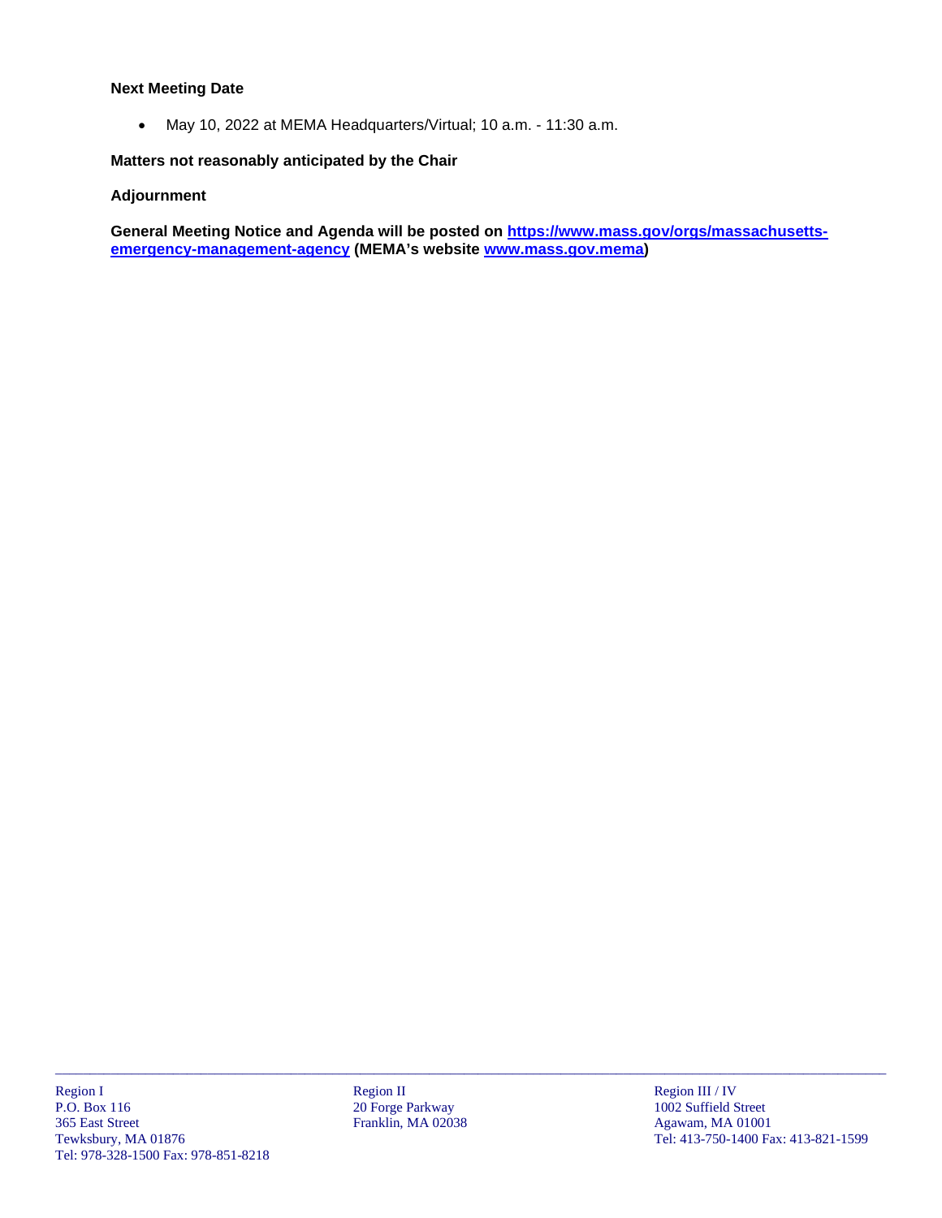**Next Meeting Date**

- May 10, 2022 at MEMA Headquarters/Virtual; 10 a.m. - 11:30 a.m.

**Matters not reasonably anticipated by the Chair**

**Adjournment**

**General Meeting Notice and Agenda will be posted on [https://www.mass.gov/orgs/massachusetts-emergency-management-agency](https://www.mass.gov/orgs/massachusetts-emergency-management-agency) (MEMA's website [www.mass.gov.mema](www.mass.gov.mema))**

Region I
P.O. Box 116
365 East Street
Tewksbury, MA 01876
Tel: 978-328-1500 Fax: 978-851-8218

Region II
20 Forge Parkway
Franklin, MA 02038

Region III / IV
1002 Suffield Street
Agawam, MA 01001
Tel: 413-750-1400 Fax: 413-821-1599